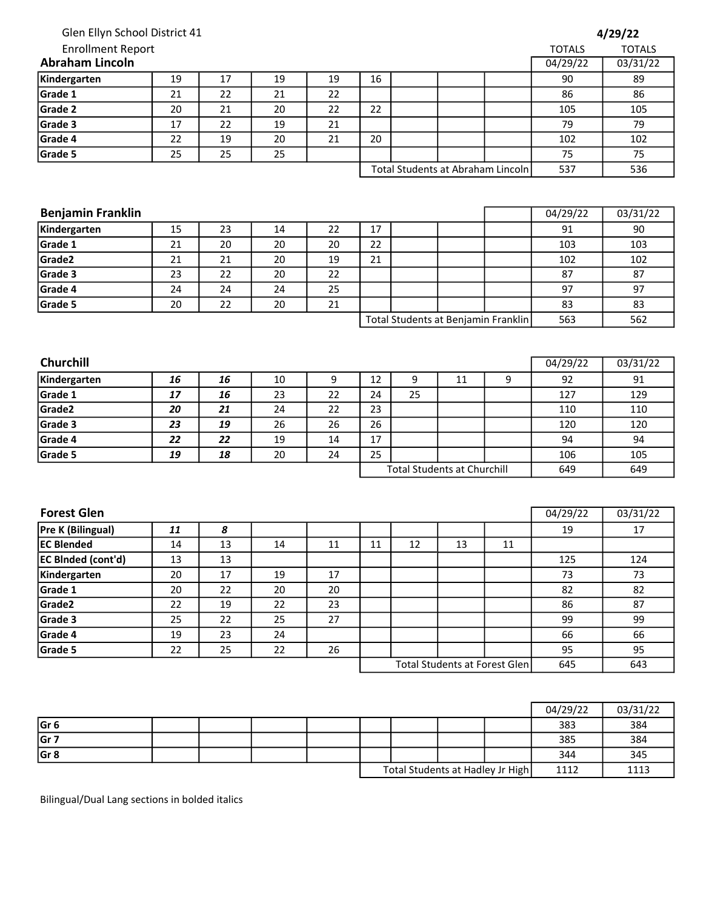Glen Ellyn School District 41

Enrollment Report

**4/29/22**

## Abraham Lincoln

| | | | | | | | | | TOTALS 04/29/22 | TOTALS 03/31/22 |
|---|---|---|---|---|---|---|---|---|---|---|
| **Kindergarten** | 19 | 17 | 19 | 19 | 16 | | | | 90 | 89 |
| **Grade 1** | 21 | 22 | 21 | 22 | | | | | 86 | 86 |
| **Grade 2** | 20 | 21 | 20 | 22 | 22 | | | | 105 | 105 |
| **Grade 3** | 17 | 22 | 19 | 21 | | | | | 79 | 79 |
| **Grade 4** | 22 | 19 | 20 | 21 | 20 | | | | 102 | 102 |
| **Grade 5** | 25 | 25 | 25 | | | | | | 75 | 75 |
| | | | | | Total Students at Abraham Lincoln | | | | 537 | 536 |

## Benjamin Franklin

| | | | | | | | | | 04/29/22 | 03/31/22 |
|---|---|---|---|---|---|---|---|---|---|---|
| **Kindergarten** | 15 | 23 | 14 | 22 | 17 | | | | 91 | 90 |
| **Grade 1** | 21 | 20 | 20 | 20 | 22 | | | | 103 | 103 |
| **Grade2** | 21 | 21 | 20 | 19 | 21 | | | | 102 | 102 |
| **Grade 3** | 23 | 22 | 20 | 22 | | | | | 87 | 87 |
| **Grade 4** | 24 | 24 | 24 | 25 | | | | | 97 | 97 |
| **Grade 5** | 20 | 22 | 20 | 21 | | | | | 83 | 83 |
| | | | | | Total Students at Benjamin Franklin | | | | 563 | 562 |

## Churchill

| | | | | | | | | | 04/29/22 | 03/31/22 |
|---|---|---|---|---|---|---|---|---|---|---|
| **Kindergarten** | ***16*** | ***16*** | 10 | 9 | 12 | 9 | 11 | 9 | 92 | 91 |
| **Grade 1** | ***17*** | ***16*** | 23 | 22 | 24 | 25 | | | 127 | 129 |
| **Grade2** | ***20*** | ***21*** | 24 | 22 | 23 | | | | 110 | 110 |
| **Grade 3** | ***23*** | ***19*** | 26 | 26 | 26 | | | | 120 | 120 |
| **Grade 4** | ***22*** | ***22*** | 19 | 14 | 17 | | | | 94 | 94 |
| **Grade 5** | ***19*** | ***18*** | 20 | 24 | 25 | | | | 106 | 105 |
| | | | | | Total Students at Churchill | | | | 649 | 649 |

## Forest Glen

| | | | | | | | | | 04/29/22 | 03/31/22 |
|---|---|---|---|---|---|---|---|---|---|---|
| **Pre K (Bilingual)** | ***11*** | ***8*** | | | | | | | 19 | 17 |
| **EC Blended** | 14 | 13 | 14 | 11 | 11 | 12 | 13 | 11 | | |
| **EC Blnded (cont'd)** | 13 | 13 | | | | | | | 125 | 124 |
| **Kindergarten** | 20 | 17 | 19 | 17 | | | | | 73 | 73 |
| **Grade 1** | 20 | 22 | 20 | 20 | | | | | 82 | 82 |
| **Grade2** | 22 | 19 | 22 | 23 | | | | | 86 | 87 |
| **Grade 3** | 25 | 22 | 25 | 27 | | | | | 99 | 99 |
| **Grade 4** | 19 | 23 | 24 | | | | | | 66 | 66 |
| **Grade 5** | 22 | 25 | 22 | 26 | | | | | 95 | 95 |
| | | | | | Total Students at Forest Glen | | | | 645 | 643 |

| | | | | | | | | | 04/29/22 | 03/31/22 |
|---|---|---|---|---|---|---|---|---|---|---|
| **Gr 6** | | | | | | | | | 383 | 384 |
| **Gr 7** | | | | | | | | | 385 | 384 |
| **Gr 8** | | | | | | | | | 344 | 345 |
| | | | | | Total Students at Hadley Jr High | | | | 1112 | 1113 |

Bilingual/Dual Lang sections in bolded italics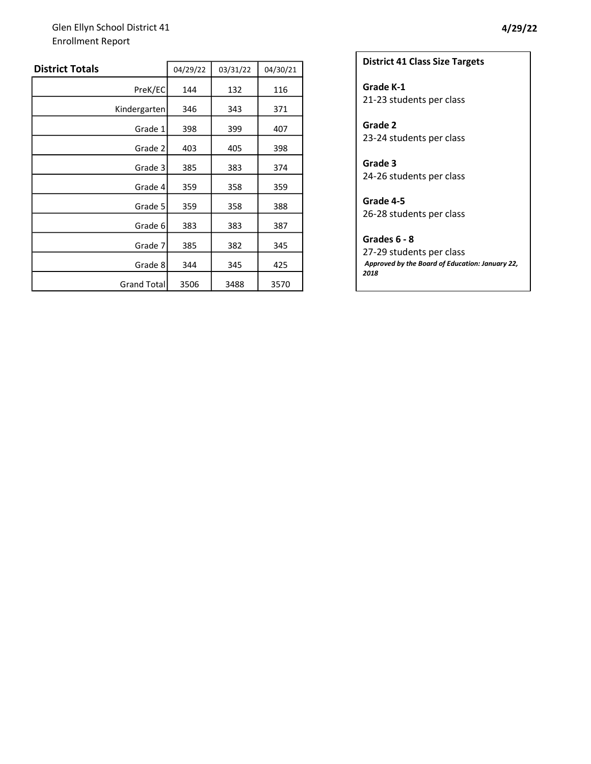Glen Ellyn School District 41
Enrollment Report

**4/29/22**

| **District Totals** | 04/29/22 | 03/31/22 | 04/30/21 |
|---|---|---|---|
| PreK/EC | 144 | 132 | 116 |
| Kindergarten | 346 | 343 | 371 |
| Grade 1 | 398 | 399 | 407 |
| Grade 2 | 403 | 405 | 398 |
| Grade 3 | 385 | 383 | 374 |
| Grade 4 | 359 | 358 | 359 |
| Grade 5 | 359 | 358 | 388 |
| Grade 6 | 383 | 383 | 387 |
| Grade 7 | 385 | 382 | 345 |
| Grade 8 | 344 | 345 | 425 |
| Grand Total | 3506 | 3488 | 3570 |

**District 41 Class Size Targets**

**Grade K-1**
21-23 students per class

**Grade 2**
23-24 students per class

**Grade 3**
24-26 students per class

**Grade 4-5**
26-28 students per class

**Grades 6 - 8**
27-29 students per class

***Approved by the Board of Education: January 22, 2018***